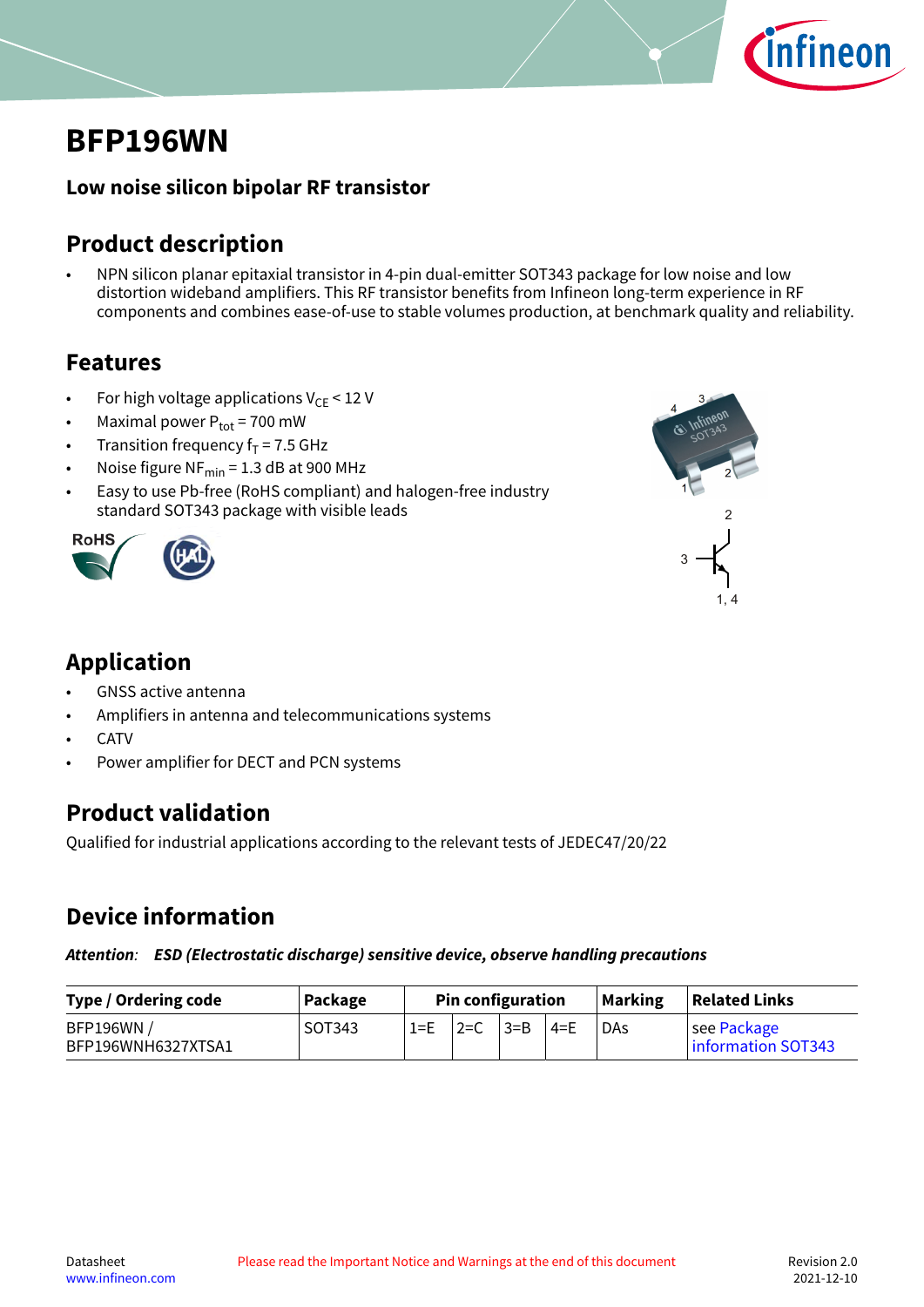# BFP196WN

### Low noise silicon bipolar RF transistor

## Product description

- NPN silicon planar epitaxial transistor in 4-pin dual-emitter SOT343 package for low noise and low distortion wideband amplifiers. This RF transistor benefits from Infineon long-term experience in RF components and combines ease-of-use to stable volumes production, at benchmark quality and reliability.

## Features

- For high voltage applications $V_{CE}$ < 12 V
- Maximal power $P_{tot}$ = 700 mW
- Transition frequency $f_T$ = 7.5 GHz
- Noise figure $NF_{min}$ = 1.3 dB at 900 MHz
- Easy to use Pb-free (RoHS compliant) and halogen-free industry standard SOT343 package with visible leads

## Application

- GNSS active antenna
- Amplifiers in antenna and telecommunications systems
- CATV
- Power amplifier for DECT and PCN systems

## Product validation

Qualified for industrial applications according to the relevant tests of JEDEC47/20/22

## Device information

***Attention**: ESD (Electrostatic discharge) sensitive device, observe handling precautions*

| Type / Ordering code | Package | Pin configuration | | | | Marking | Related Links |
|---|---|---|---|---|---|---|---|
| BFP196WN / BFP196WNH6327XTSA1 | SOT343 | 1=E | 2=C | 3=B | 4=E | DAs | see Package information SOT343 |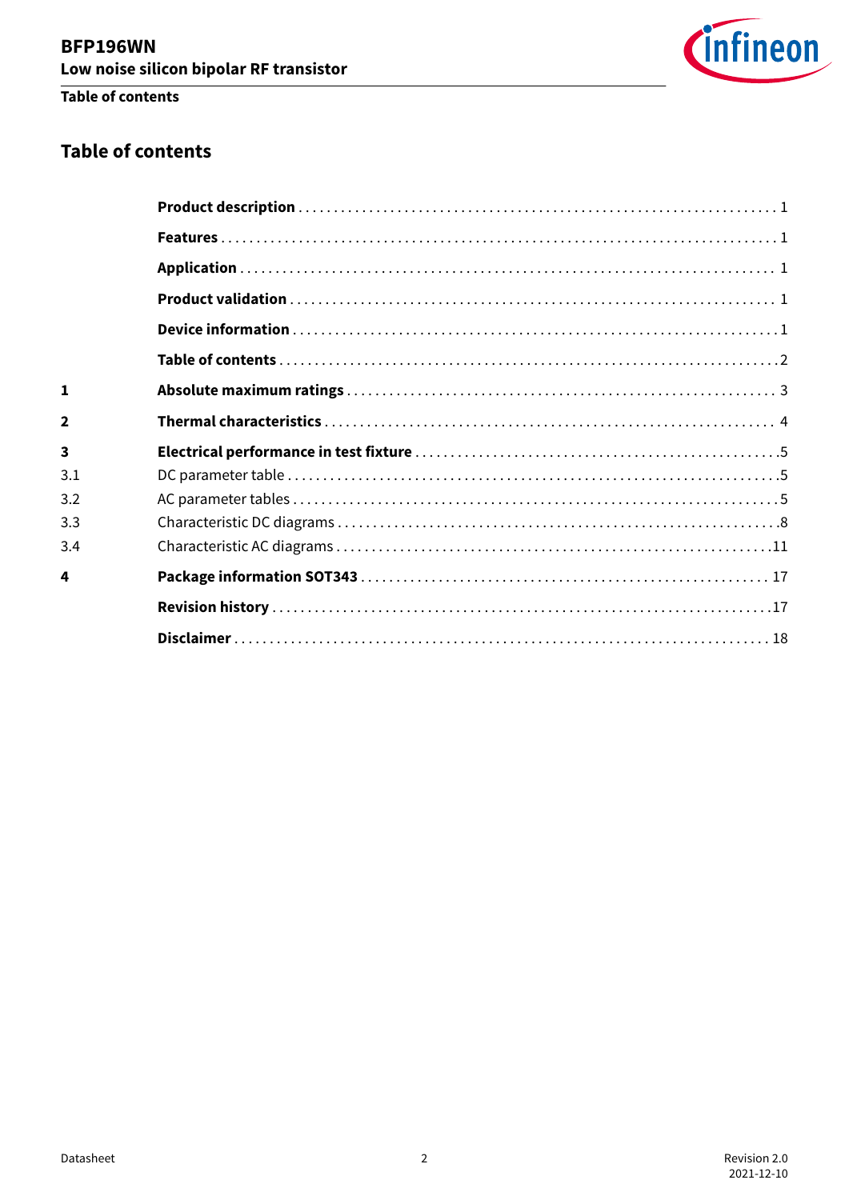## Table of contents

| | | |
|---|---|---|
| | **Product description** | 1 |
| | **Features** | 1 |
| | **Application** | 1 |
| | **Product validation** | 1 |
| | **Device information** | 1 |
| | **Table of contents** | 2 |
| **1** | **Absolute maximum ratings** | 3 |
| **2** | **Thermal characteristics** | 4 |
| **3** | **Electrical performance in test fixture** | 5 |
| 3.1 | DC parameter table | 5 |
| 3.2 | AC parameter tables | 5 |
| 3.3 | Characteristic DC diagrams | 8 |
| 3.4 | Characteristic AC diagrams | 11 |
| **4** | **Package information SOT343** | 17 |
| | **Revision history** | 17 |
| | **Disclaimer** | 18 |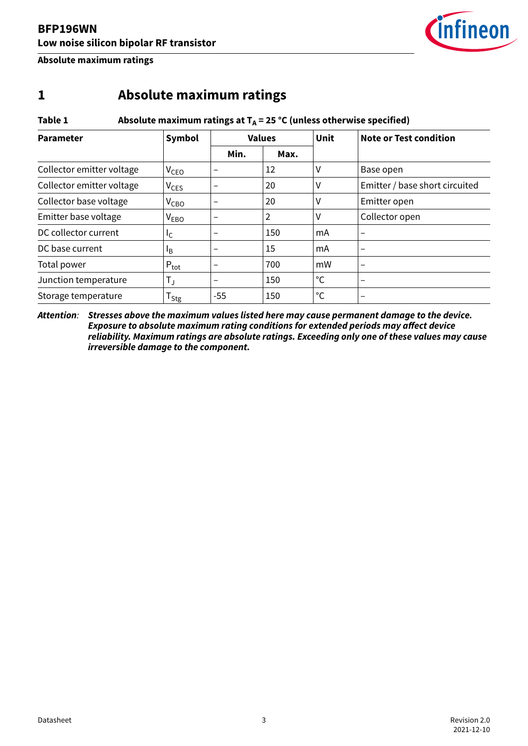# 1 Absolute maximum ratings

**Table 1 Absolute maximum ratings at $T_A$ = 25 °C (unless otherwise specified)**

| Parameter | Symbol | Values | | Unit | Note or Test condition |
|---|---|---|---|---|---|
| | | Min. | Max. | | |
| Collector emitter voltage | $V_{CEO}$ | – | 12 | V | Base open |
| Collector emitter voltage | $V_{CES}$ | – | 20 | V | Emitter / base short circuited |
| Collector base voltage | $V_{CBO}$ | – | 20 | V | Emitter open |
| Emitter base voltage | $V_{EBO}$ | – | 2 | V | Collector open |
| DC collector current | $I_C$ | – | 150 | mA | – |
| DC base current | $I_B$ | – | 15 | mA | – |
| Total power | $P_{tot}$ | – | 700 | mW | – |
| Junction temperature | $T_J$ | – | 150 | °C | – |
| Storage temperature | $T_{Stg}$ | -55 | 150 | °C | – |

***Attention**: Stresses above the maximum values listed here may cause permanent damage to the device. Exposure to absolute maximum rating conditions for extended periods may affect device reliability. Maximum ratings are absolute ratings. Exceeding only one of these values may cause irreversible damage to the component.*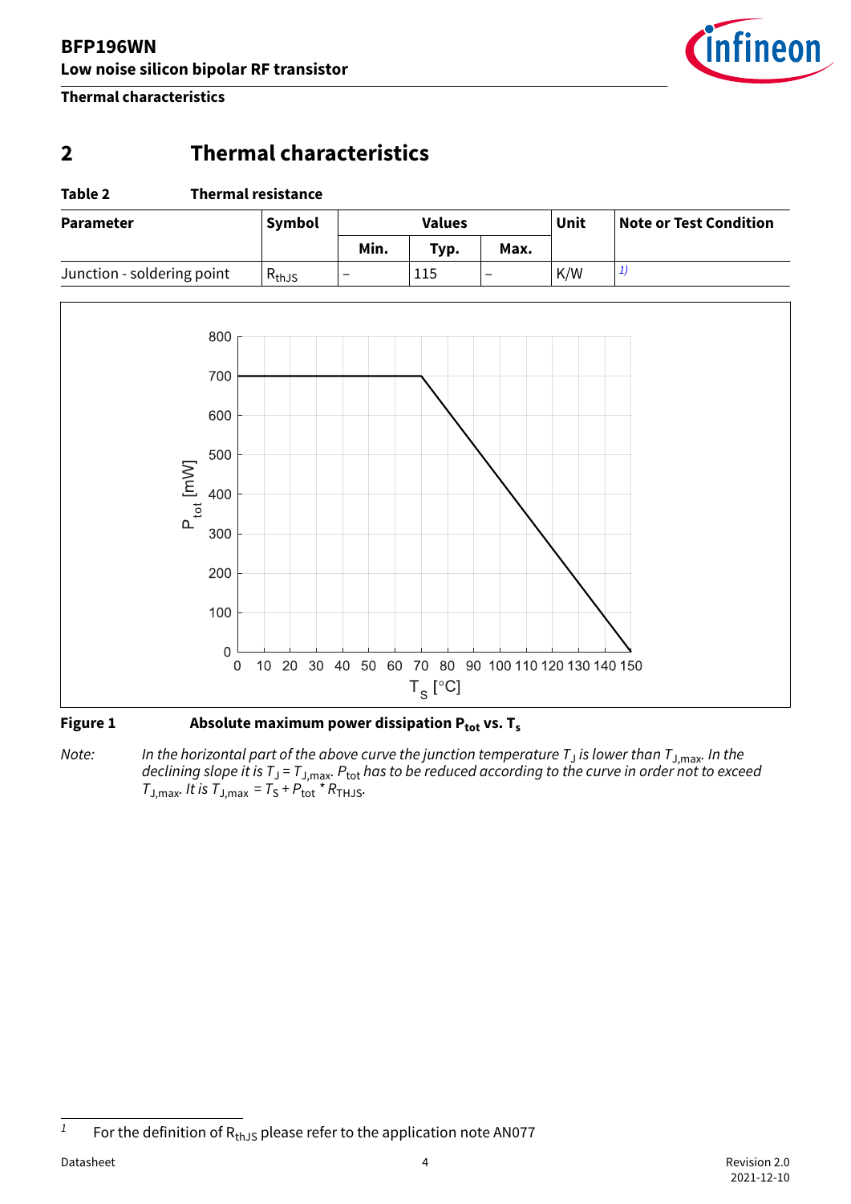## 2 Thermal characteristics

**Table 2 Thermal resistance**

| Parameter | Symbol | Values | | | Unit | Note or Test Condition |
|---|---|---|---|---|---|---|
| | | Min. | Typ. | Max. | | |
| Junction - soldering point | $R_{thJS}$ | – | 115 | – | K/W | [1] |

**Figure 1 Absolute maximum power dissipation $P_{tot}$ vs. $T_s$**

*Note:* *In the horizontal part of the above curve the junction temperature $T_J$ is lower than $T_{J,max}$. In the declining slope it is $T_J = T_{J,max}$. $P_{tot}$ has to be reduced according to the curve in order not to exceed $T_{J,max}$. It is $T_{J,max} = T_S + P_{tot} * R_{THJS}$.*

[1] For the definition of $R_{thJS}$ please refer to the application note AN077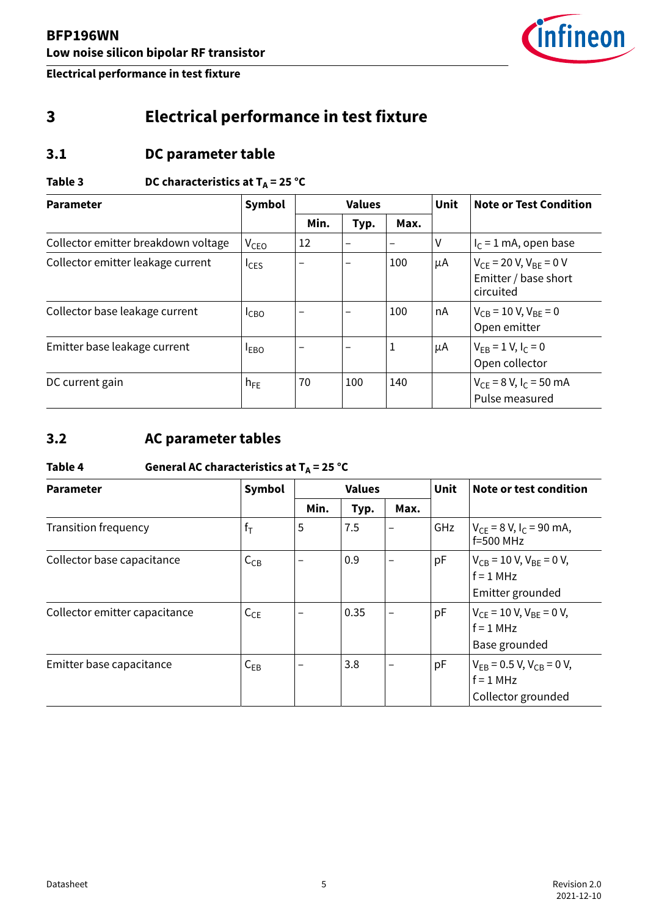# 3 Electrical performance in test fixture

## 3.1 DC parameter table

**Table 3 DC characteristics at $T_A$ = 25 °C**

| Parameter | Symbol | Values | | | Unit | Note or Test Condition |
|---|---|---|---|---|---|---|
| | | Min. | Typ. | Max. | | |
| Collector emitter breakdown voltage | $V_{CEO}$ | 12 | – | – | V | $I_C$ = 1 mA, open base |
| Collector emitter leakage current | $I_{CES}$ | – | – | 100 | µA | $V_{CE}$ = 20 V, $V_{BE}$ = 0 V Emitter / base short circuited |
| Collector base leakage current | $I_{CBO}$ | – | – | 100 | nA | $V_{CB}$ = 10 V, $V_{BE}$ = 0 Open emitter |
| Emitter base leakage current | $I_{EBO}$ | – | – | 1 | µA | $V_{EB}$ = 1 V, $I_C$ = 0 Open collector |
| DC current gain | $h_{FE}$ | 70 | 100 | 140 | | $V_{CE}$ = 8 V, $I_C$ = 50 mA Pulse measured |

## 3.2 AC parameter tables

**Table 4 General AC characteristics at $T_A$ = 25 °C**

| Parameter | Symbol | Values | | | Unit | Note or test condition |
|---|---|---|---|---|---|---|
| | | Min. | Typ. | Max. | | |
| Transition frequency | $f_T$ | 5 | 7.5 | – | GHz | $V_{CE}$ = 8 V, $I_C$ = 90 mA, f=500 MHz |
| Collector base capacitance | $C_{CB}$ | – | 0.9 | – | pF | $V_{CB}$ = 10 V, $V_{BE}$ = 0 V, f = 1 MHz Emitter grounded |
| Collector emitter capacitance | $C_{CE}$ | – | 0.35 | – | pF | $V_{CE}$ = 10 V, $V_{BE}$ = 0 V, f = 1 MHz Base grounded |
| Emitter base capacitance | $C_{EB}$ | – | 3.8 | – | pF | $V_{EB}$ = 0.5 V, $V_{CB}$ = 0 V, f = 1 MHz Collector grounded |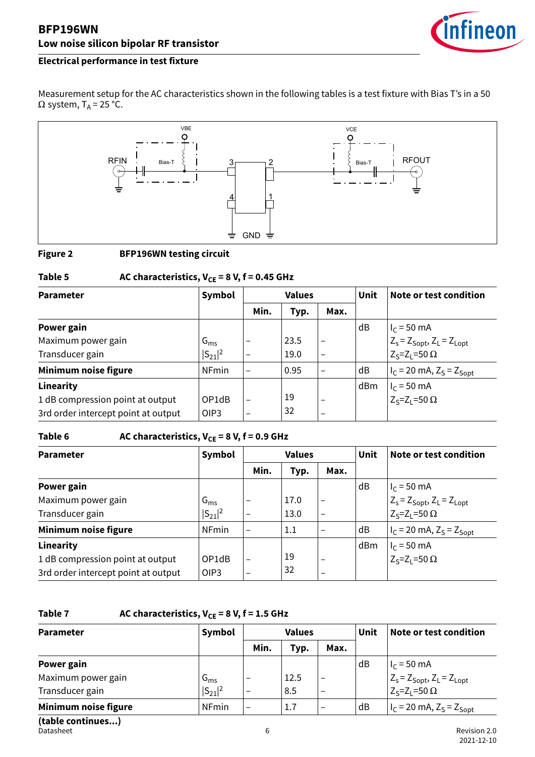## Electrical performance in test fixture

Measurement setup for the AC characteristics shown in the following tables is a test fixture with Bias T's in a 50 Ω system, $T_A$ = 25 °C.

**Figure 2** **BFP196WN testing circuit**

**Table 5** **AC characteristics, $V_{CE}$ = 8 V, f = 0.45 GHz**

| Parameter | Symbol | Values | | | Unit | Note or test condition |
|---|---|---|---|---|---|---|
| | | Min. | Typ. | Max. | | |
| **Power gain** | | | | | dB | $I_C$ = 50 mA |
| Maximum power gain | $G_{ms}$ | – | 23.5 | – | | $Z_s = Z_{Sopt}$, $Z_L = Z_{Lopt}$ |
| Transducer gain | $\|S_{21}\|^2$ | – | 19.0 | – | | $Z_S=Z_L=50\ \Omega$ |
| **Minimum noise figure** | NFmin | – | 0.95 | – | dB | $I_C$ = 20 mA, $Z_S = Z_{Sopt}$ |
| **Linearity** | | | | | dBm | $I_C$ = 50 mA |
| 1 dB compression point at output | OP1dB | – | 19 | – | | $Z_S=Z_L=50\ \Omega$ |
| 3rd order intercept point at output | OIP3 | – | 32 | – | | |

**Table 6** **AC characteristics, $V_{CE}$ = 8 V, f = 0.9 GHz**

| Parameter | Symbol | Values | | | Unit | Note or test condition |
|---|---|---|---|---|---|---|
| | | Min. | Typ. | Max. | | |
| **Power gain** | | | | | dB | $I_C$ = 50 mA |
| Maximum power gain | $G_{ms}$ | – | 17.0 | – | | $Z_s = Z_{Sopt}$, $Z_L = Z_{Lopt}$ |
| Transducer gain | $\|S_{21}\|^2$ | – | 13.0 | – | | $Z_S=Z_L=50\ \Omega$ |
| **Minimum noise figure** | NFmin | – | 1.1 | – | dB | $I_C$ = 20 mA, $Z_S = Z_{Sopt}$ |
| **Linearity** | | | | | dBm | $I_C$ = 50 mA |
| 1 dB compression point at output | OP1dB | – | 19 | – | | $Z_S=Z_L=50\ \Omega$ |
| 3rd order intercept point at output | OIP3 | – | 32 | – | | |

**Table 7** **AC characteristics, $V_{CE}$ = 8 V, f = 1.5 GHz**

| Parameter | Symbol | Values | | | Unit | Note or test condition |
|---|---|---|---|---|---|---|
| | | Min. | Typ. | Max. | | |
| **Power gain** | | | | | dB | $I_C$ = 50 mA |
| Maximum power gain | $G_{ms}$ | – | 12.5 | – | | $Z_s = Z_{Sopt}$, $Z_L = Z_{Lopt}$ |
| Transducer gain | $\|S_{21}\|^2$ | – | 8.5 | – | | $Z_S=Z_L=50\ \Omega$ |
| **Minimum noise figure** | NFmin | – | 1.7 | – | dB | $I_C$ = 20 mA, $Z_S = Z_{Sopt}$ |

**(table continues...)**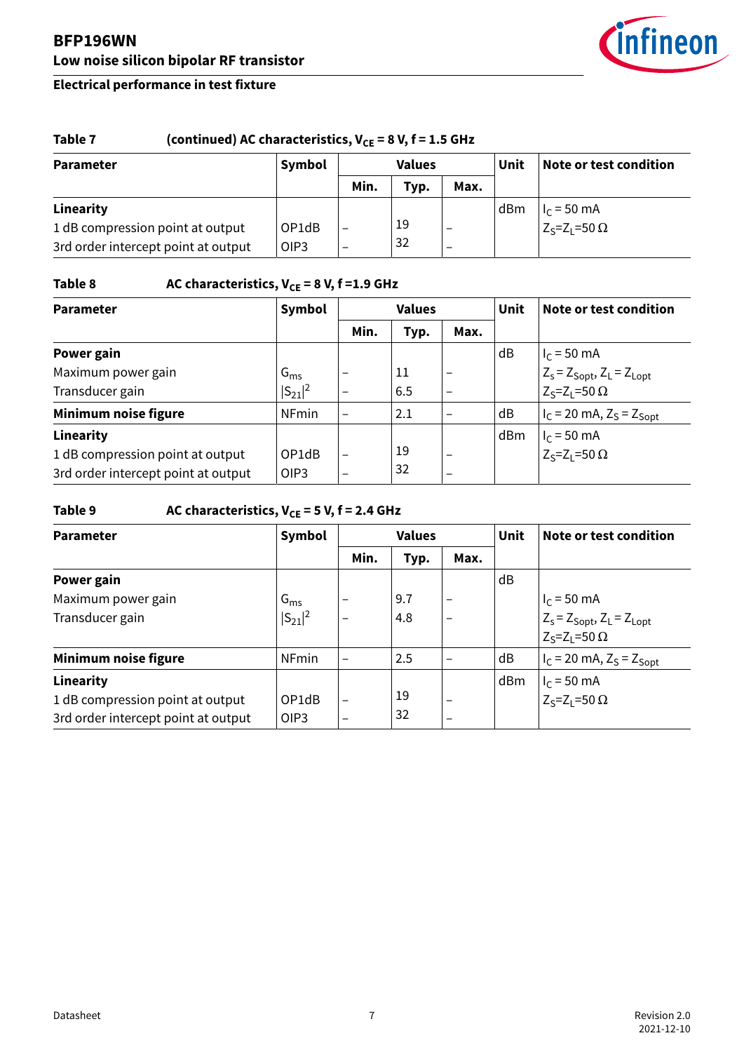### Electrical performance in test fixture

**Table 7 (continued) AC characteristics, $V_{CE}$ = 8 V, f = 1.5 GHz**

| Parameter | Symbol | Values | | | Unit | Note or test condition |
|---|---|---|---|---|---|---|
| | | Min. | Typ. | Max. | | |
| **Linearity** | | | | | dBm | $I_C$ = 50 mA |
| 1 dB compression point at output | OP1dB | – | 19 | – | | $Z_S$=$Z_L$=50 Ω |
| 3rd order intercept point at output | OIP3 | – | 32 | – | | |

**Table 8 AC characteristics, $V_{CE}$ = 8 V, f =1.9 GHz**

| Parameter | Symbol | Values | | | Unit | Note or test condition |
|---|---|---|---|---|---|---|
| | | Min. | Typ. | Max. | | |
| **Power gain** | | | | | dB | $I_C$ = 50 mA |
| Maximum power gain | $G_{ms}$ | – | 11 | – | | $Z_s$ = $Z_{Sopt}$, $Z_L$ = $Z_{Lopt}$ |
| Transducer gain | $\lvert S_{21}\rvert^2$ | – | 6.5 | – | | $Z_S$=$Z_L$=50 Ω |
| **Minimum noise figure** | NFmin | – | 2.1 | – | dB | $I_C$ = 20 mA, $Z_S$ = $Z_{Sopt}$ |
| **Linearity** | | | | | dBm | $I_C$ = 50 mA |
| 1 dB compression point at output | OP1dB | – | 19 | – | | $Z_S$=$Z_L$=50 Ω |
| 3rd order intercept point at output | OIP3 | – | 32 | – | | |

**Table 9 AC characteristics, $V_{CE}$ = 5 V, f = 2.4 GHz**

| Parameter | Symbol | Values | | | Unit | Note or test condition |
|---|---|---|---|---|---|---|
| | | Min. | Typ. | Max. | | |
| **Power gain** | | | | | dB | |
| Maximum power gain | $G_{ms}$ | – | 9.7 | – | | $I_C$ = 50 mA |
| Transducer gain | $\lvert S_{21}\rvert^2$ | – | 4.8 | – | | $Z_s$ = $Z_{Sopt}$, $Z_L$ = $Z_{Lopt}$ |
| | | | | | | $Z_S$=$Z_L$=50 Ω |
| **Minimum noise figure** | NFmin | – | 2.5 | – | dB | $I_C$ = 20 mA, $Z_S$ = $Z_{Sopt}$ |
| **Linearity** | | | | | dBm | $I_C$ = 50 mA |
| 1 dB compression point at output | OP1dB | – | 19 | – | | $Z_S$=$Z_L$=50 Ω |
| 3rd order intercept point at output | OIP3 | – | 32 | – | | |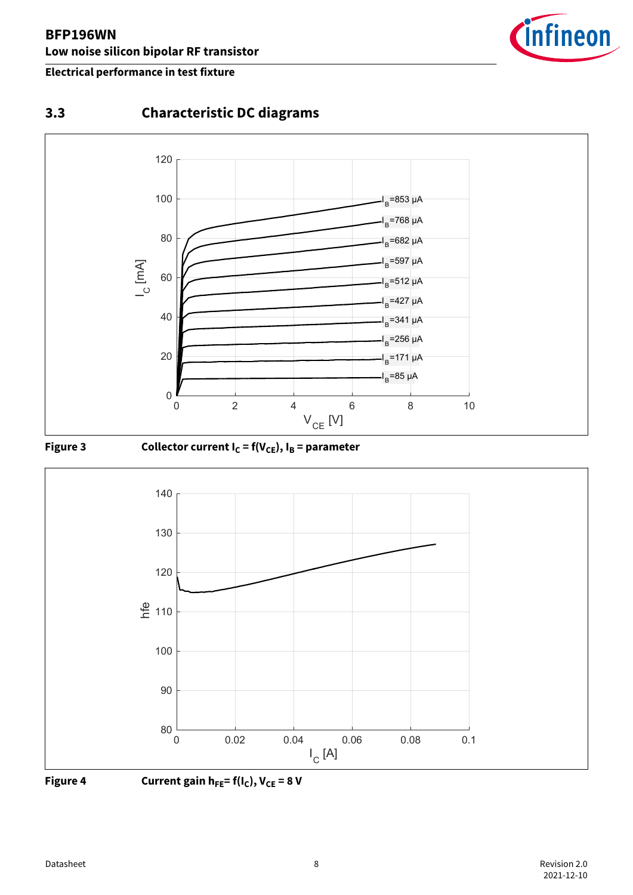## 3.3 Characteristic DC diagrams

**Figure 3** Collector current $I_C = f(V_{CE})$, $I_B$ = parameter

**Figure 4** Current gain $h_{FE} = f(I_C)$, $V_{CE} = 8$ V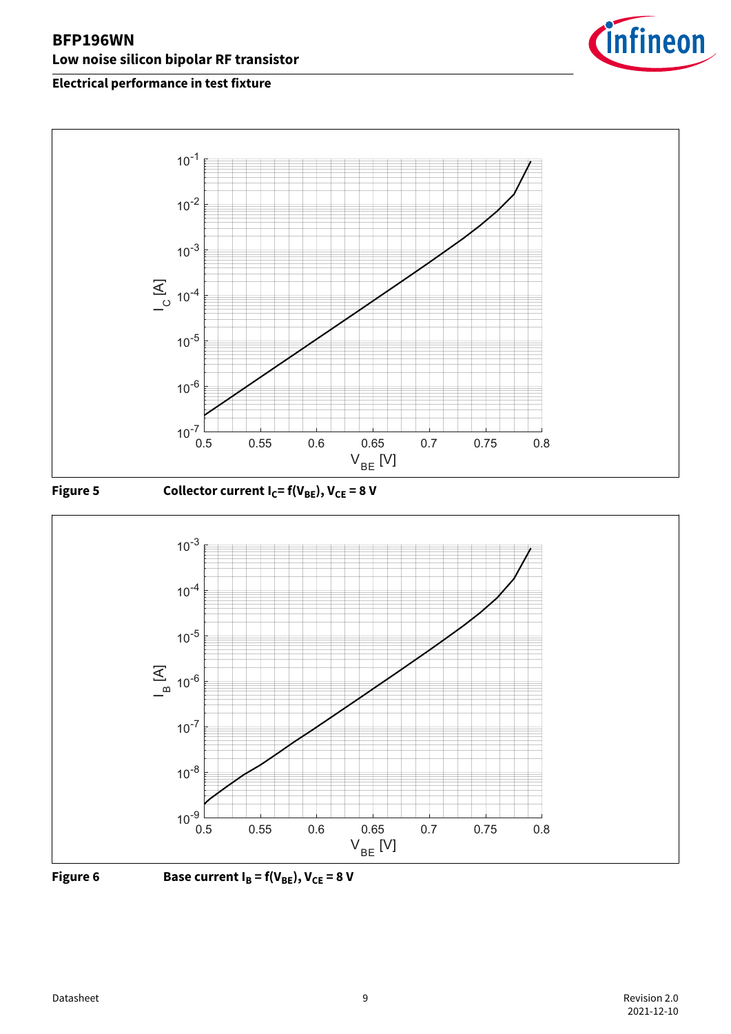## Electrical performance in test fixture

**Figure 5** Collector current $I_C = f(V_{BE})$, $V_{CE} = 8$ V

**Figure 6** Base current $I_B = f(V_{BE})$, $V_{CE} = 8$ V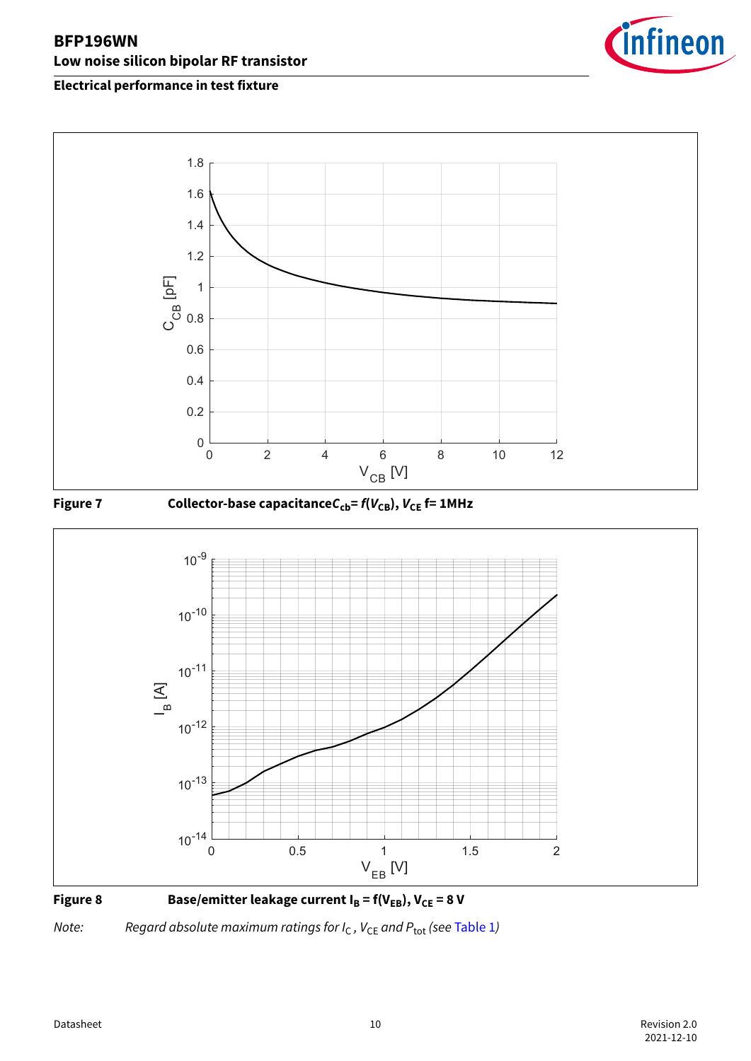## Electrical performance in test fixture

**Figure 7** Collector-base capacitance $C_{cb} = f(V_{CB})$, $V_{CE}$ f= 1MHz

**Figure 8** Base/emitter leakage current $I_B = f(V_{EB})$, $V_{CE} = 8$ V

*Note: Regard absolute maximum ratings for $I_C$, $V_{CE}$ and $P_{tot}$ (see Table 1)*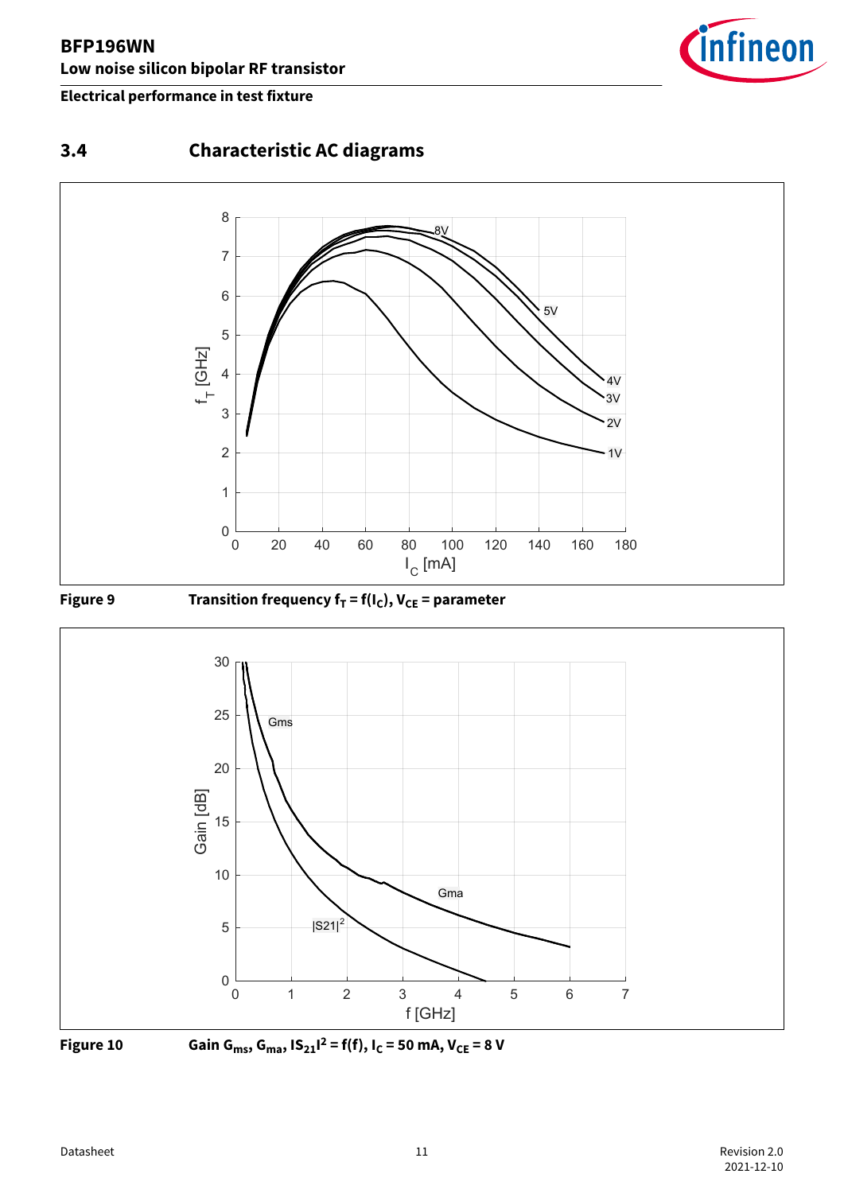## 3.4 Characteristic AC diagrams

**Figure 9** Transition frequency $f_T = f(I_C)$, $V_{CE}$ = parameter

**Figure 10** Gain $G_{ms}$, $G_{ma}$, $|S_{21}|^2 = f(f)$, $I_C$ = 50 mA, $V_{CE}$ = 8 V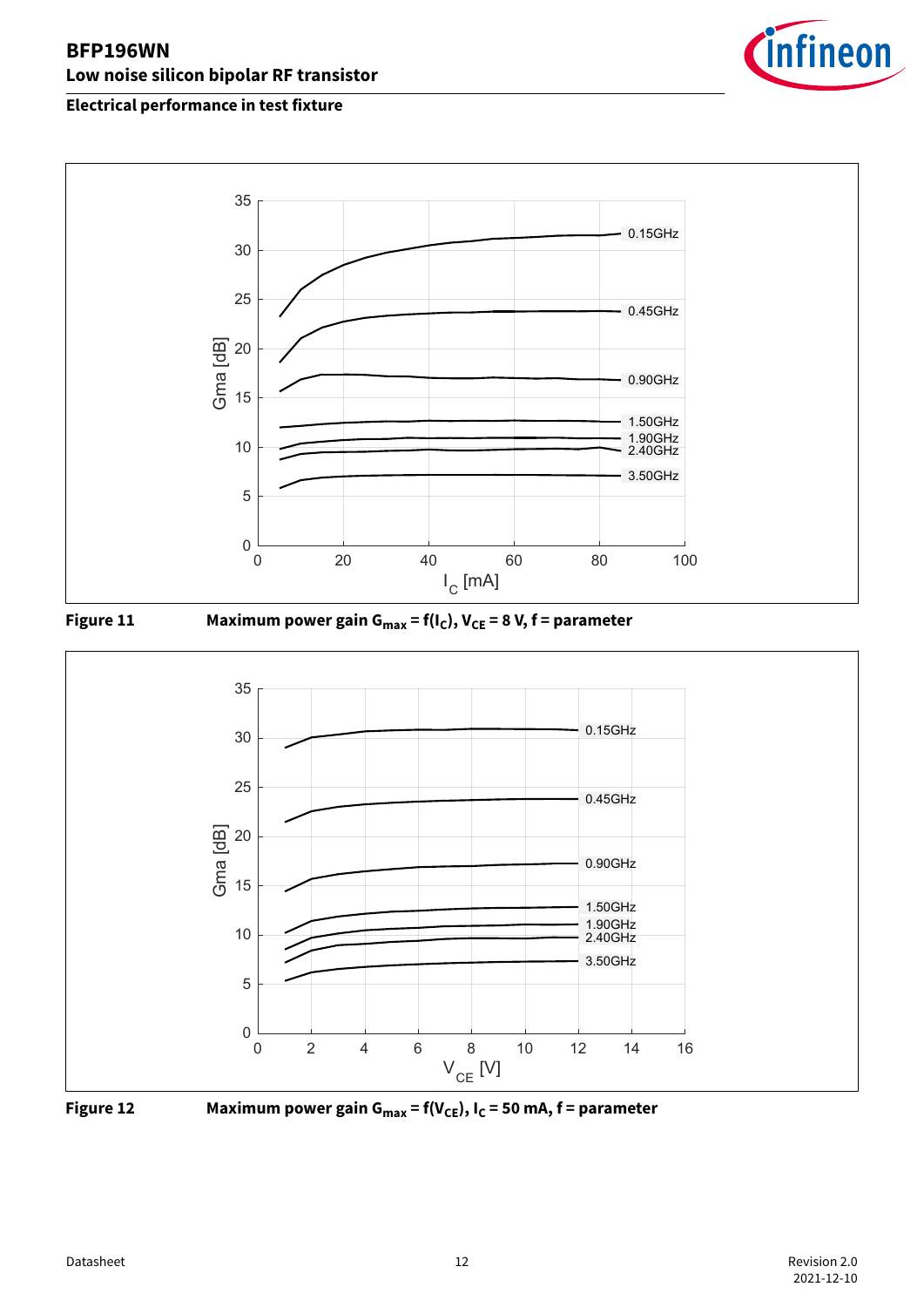## Electrical performance in test fixture

**Figure 11** Maximum power gain $G_{max} = f(I_C)$, $V_{CE} = 8$ V, f = parameter

**Figure 12** Maximum power gain $G_{max} = f(V_{CE})$, $I_C = 50$ mA, f = parameter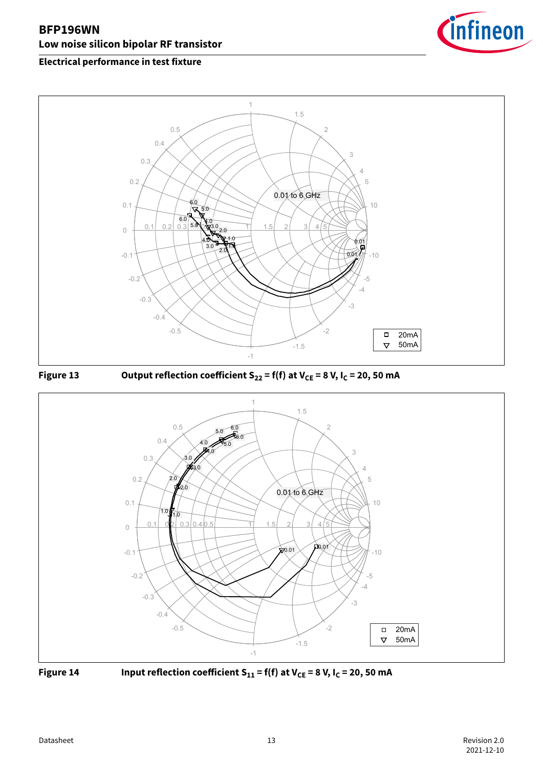## Electrical performance in test fixture

**Figure 13** Output reflection coefficient $S_{22} = f(f)$ at $V_{CE} = 8$ V, $I_C = 20, 50$ mA

**Figure 14** Input reflection coefficient $S_{11} = f(f)$ at $V_{CE} = 8$ V, $I_C = 20, 50$ mA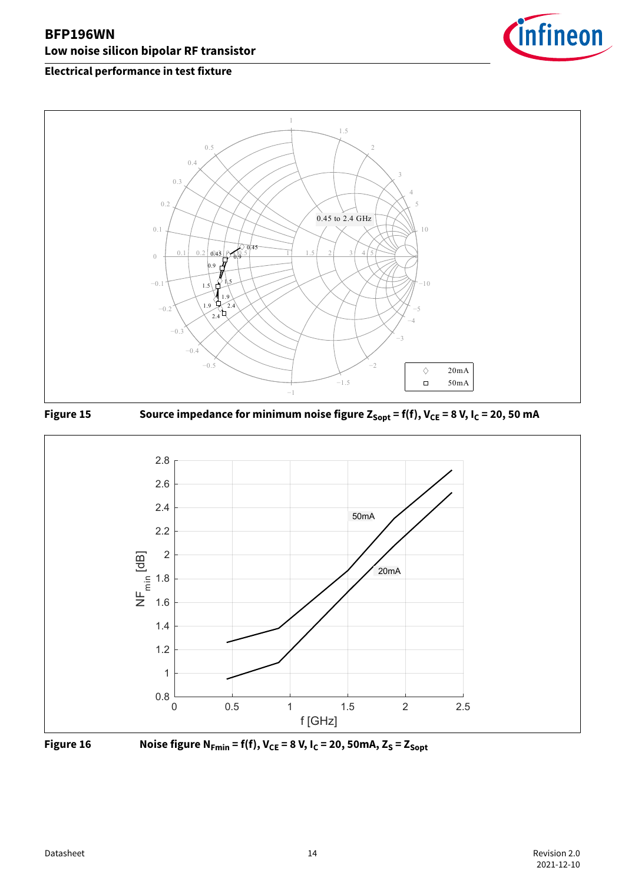## Electrical performance in test fixture

**Figure 15** Source impedance for minimum noise figure $Z_{Sopt} = f(f)$, $V_{CE} = 8\text{ V}$, $I_C = 20, 50\text{ mA}$

**Figure 16** Noise figure $N_{Fmin} = f(f)$, $V_{CE} = 8\text{ V}$, $I_C = 20, 50\text{mA}$, $Z_S = Z_{Sopt}$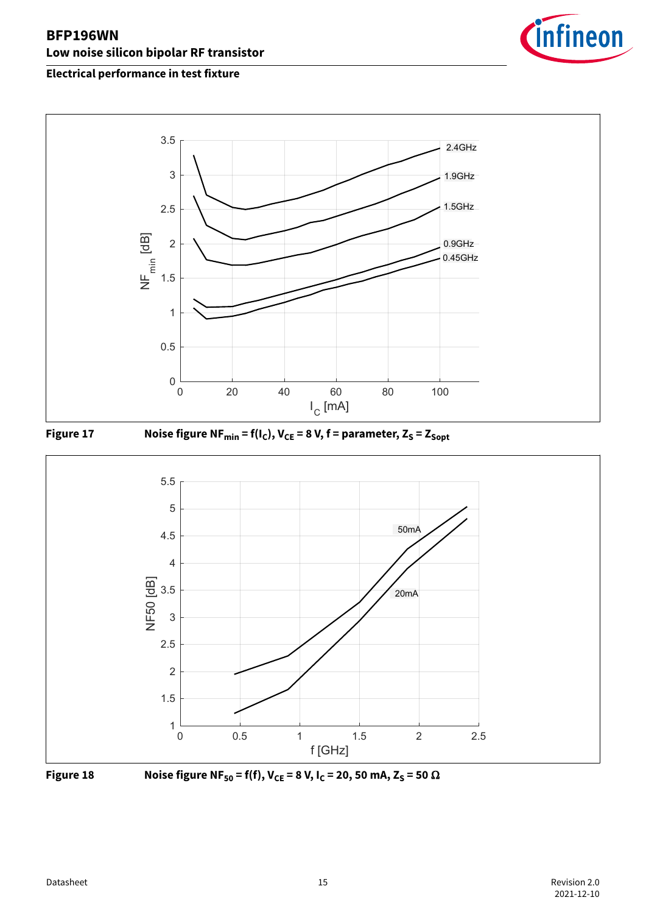## Electrical performance in test fixture

**Figure 17** Noise figure $NF_{min} = f(I_C)$, $V_{CE}$ = 8 V, f = parameter, $Z_S = Z_{Sopt}$

**Figure 18** Noise figure $NF_{50} = f(f)$, $V_{CE}$ = 8 V, $I_C$ = 20, 50 mA, $Z_S$ = 50 Ω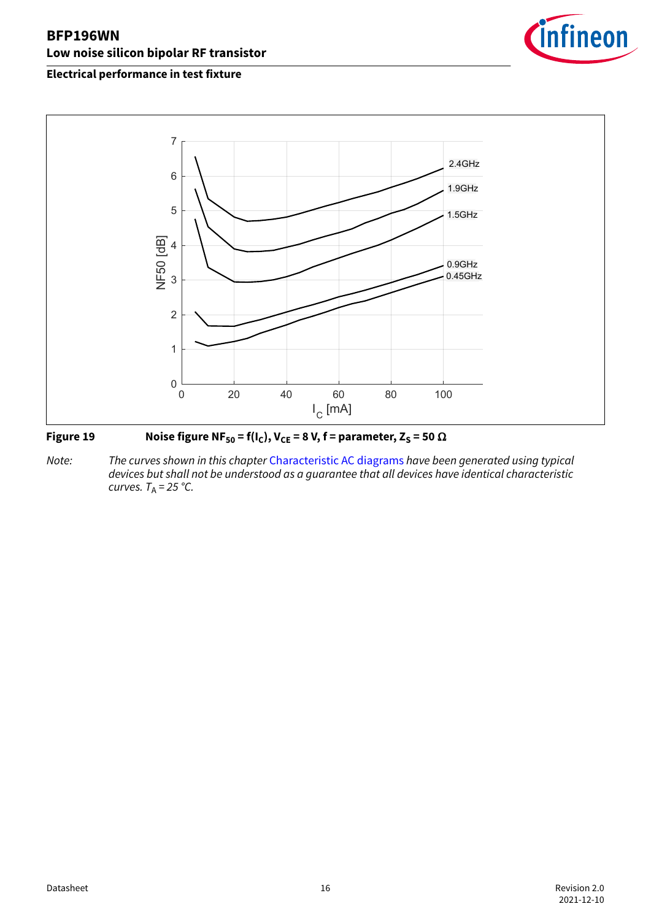## Electrical performance in test fixture

**Figure 19** Noise figure $NF_{50} = f(I_C)$, $V_{CE} = 8$ V, f = parameter, $Z_S = 50\ \Omega$

*Note: The curves shown in this chapter Characteristic AC diagrams have been generated using typical devices but shall not be understood as a guarantee that all devices have identical characteristic curves. $T_A = 25$ °C.*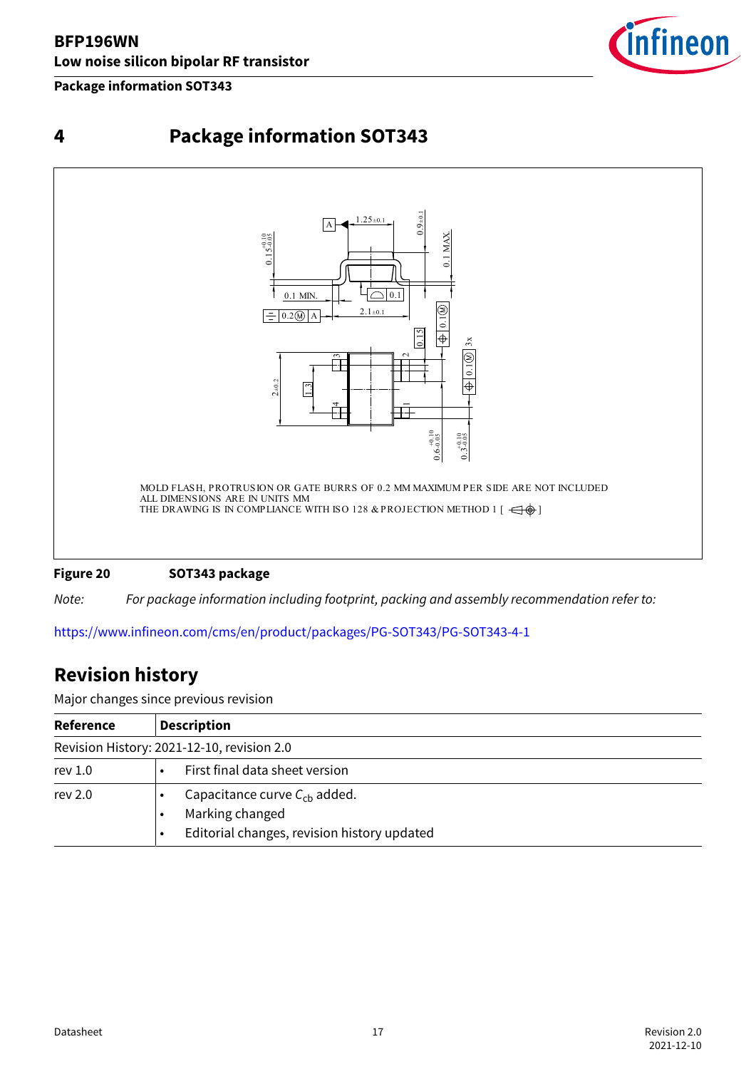# 4 Package information SOT343

MOLD FLASH, PROTRUSION OR GATE BURRS OF 0.2 MM MAXIMUM PER SIDE ARE NOT INCLUDED
ALL DIMENSIONS ARE IN UNITS MM
THE DRAWING IS IN COMPLIANCE WITH ISO 128 & PROJECTION METHOD 1 [ ]

**Figure 20 SOT343 package**

*Note: For package information including footprint, packing and assembly recommendation refer to:*

https://www.infineon.com/cms/en/product/packages/PG-SOT343/PG-SOT343-4-1

## Revision history

Major changes since previous revision

| Reference | Description |
|---|---|
| Revision History: 2021-12-10, revision 2.0 | |
| rev 1.0 | • First final data sheet version |
| rev 2.0 | • Capacitance curve $C_{cb}$ added.<br>• Marking changed<br>• Editorial changes, revision history updated |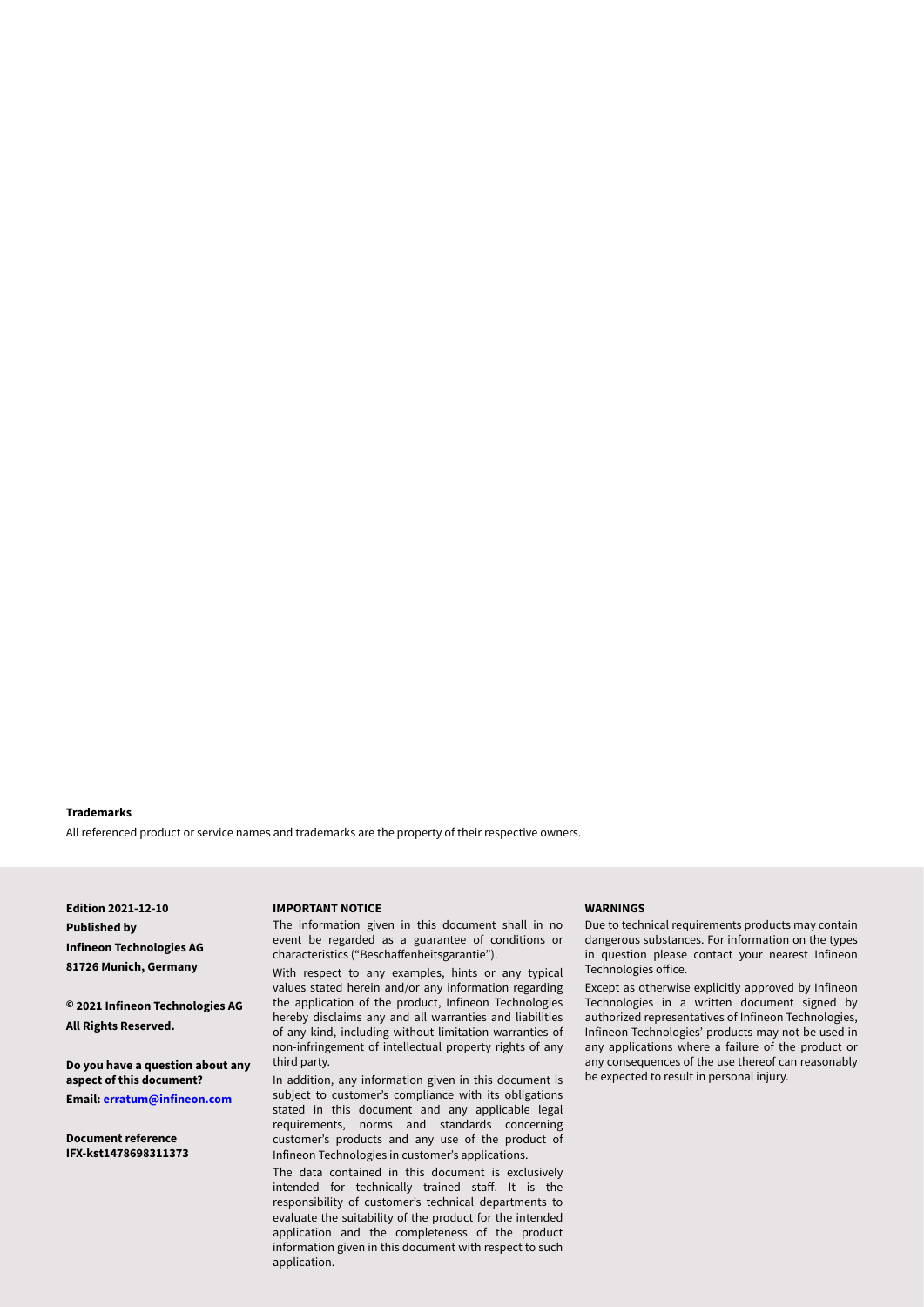**Trademarks**

All referenced product or service names and trademarks are the property of their respective owners.

**Edition 2021-12-10**
**Published by**
**Infineon Technologies AG**
**81726 Munich, Germany**

**© 2021 Infineon Technologies AG**
**All Rights Reserved.**

**Do you have a question about any aspect of this document?**
**Email: erratum@infineon.com**

**Document reference**
**IFX-kst1478698311373**

**IMPORTANT NOTICE**

The information given in this document shall in no event be regarded as a guarantee of conditions or characteristics ("Beschaffenheitsgarantie").

With respect to any examples, hints or any typical values stated herein and/or any information regarding the application of the product, Infineon Technologies hereby disclaims any and all warranties and liabilities of any kind, including without limitation warranties of non-infringement of intellectual property rights of any third party.

In addition, any information given in this document is subject to customer's compliance with its obligations stated in this document and any applicable legal requirements, norms and standards concerning customer's products and any use of the product of Infineon Technologies in customer's applications.

The data contained in this document is exclusively intended for technically trained staff. It is the responsibility of customer's technical departments to evaluate the suitability of the product for the intended application and the completeness of the product information given in this document with respect to such application.

**WARNINGS**

Due to technical requirements products may contain dangerous substances. For information on the types in question please contact your nearest Infineon Technologies office.

Except as otherwise explicitly approved by Infineon Technologies in a written document signed by authorized representatives of Infineon Technologies, Infineon Technologies' products may not be used in any applications where a failure of the product or any consequences of the use thereof can reasonably be expected to result in personal injury.